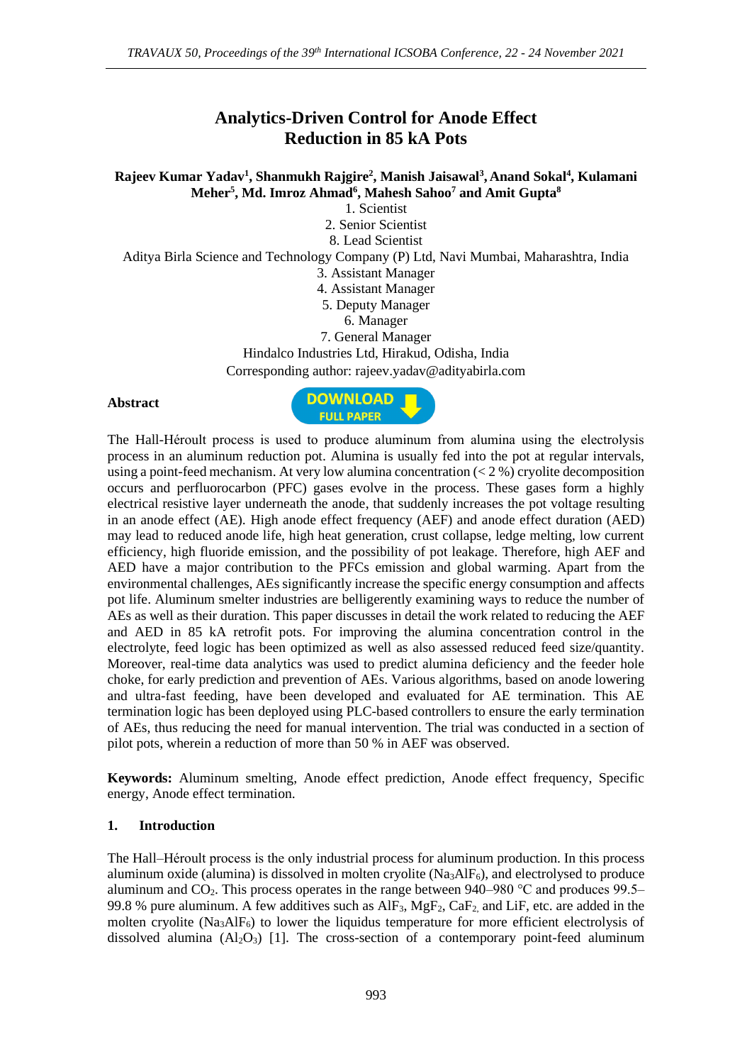# Analytics-Driven Control for Anode Effect Reduction in 85 kA Pots

**Rajeev Kumar Yadav[1], Shanmukh Rajgire[2], Manish Jaisawal[3], Anand Sokal[4], Kulamani Meher[5], Md. Imroz Ahmad[6], Mahesh Sahoo[7] and Amit Gupta[8]**

1. Scientist
2. Senior Scientist
8. Lead Scientist

Aditya Birla Science and Technology Company (P) Ltd, Navi Mumbai, Maharashtra, India

3. Assistant Manager
4. Assistant Manager
5. Deputy Manager
6. Manager
7. General Manager

Hindalco Industries Ltd, Hirakud, Odisha, India

Corresponding author: rajeev.yadav@adityabirla.com

**Abstract**

The Hall-Héroult process is used to produce aluminum from alumina using the electrolysis process in an aluminum reduction pot. Alumina is usually fed into the pot at regular intervals, using a point-feed mechanism. At very low alumina concentration (< 2 %) cryolite decomposition occurs and perfluorocarbon (PFC) gases evolve in the process. These gases form a highly electrical resistive layer underneath the anode, that suddenly increases the pot voltage resulting in an anode effect (AE). High anode effect frequency (AEF) and anode effect duration (AED) may lead to reduced anode life, high heat generation, crust collapse, ledge melting, low current efficiency, high fluoride emission, and the possibility of pot leakage. Therefore, high AEF and AED have a major contribution to the PFCs emission and global warming. Apart from the environmental challenges, AEs significantly increase the specific energy consumption and affects pot life. Aluminum smelter industries are belligerently examining ways to reduce the number of AEs as well as their duration. This paper discusses in detail the work related to reducing the AEF and AED in 85 kA retrofit pots. For improving the alumina concentration control in the electrolyte, feed logic has been optimized as well as also assessed reduced feed size/quantity. Moreover, real-time data analytics was used to predict alumina deficiency and the feeder hole choke, for early prediction and prevention of AEs. Various algorithms, based on anode lowering and ultra-fast feeding, have been developed and evaluated for AE termination. This AE termination logic has been deployed using PLC-based controllers to ensure the early termination of AEs, thus reducing the need for manual intervention. The trial was conducted in a section of pilot pots, wherein a reduction of more than 50 % in AEF was observed.

**Keywords:** Aluminum smelting, Anode effect prediction, Anode effect frequency, Specific energy, Anode effect termination.

## 1. Introduction

The Hall–Héroult process is the only industrial process for aluminum production. In this process aluminum oxide (alumina) is dissolved in molten cryolite ($Na_3AlF_6$), and electrolysed to produce aluminum and $CO_2$. This process operates in the range between 940–980 °C and produces 99.5–99.8 % pure aluminum. A few additives such as $AlF_3$, $MgF_2$, $CaF_2$, and LiF, etc. are added in the molten cryolite ($Na_3AlF_6$) to lower the liquidus temperature for more efficient electrolysis of dissolved alumina ($Al_2O_3$) [1]. The cross-section of a contemporary point-feed aluminum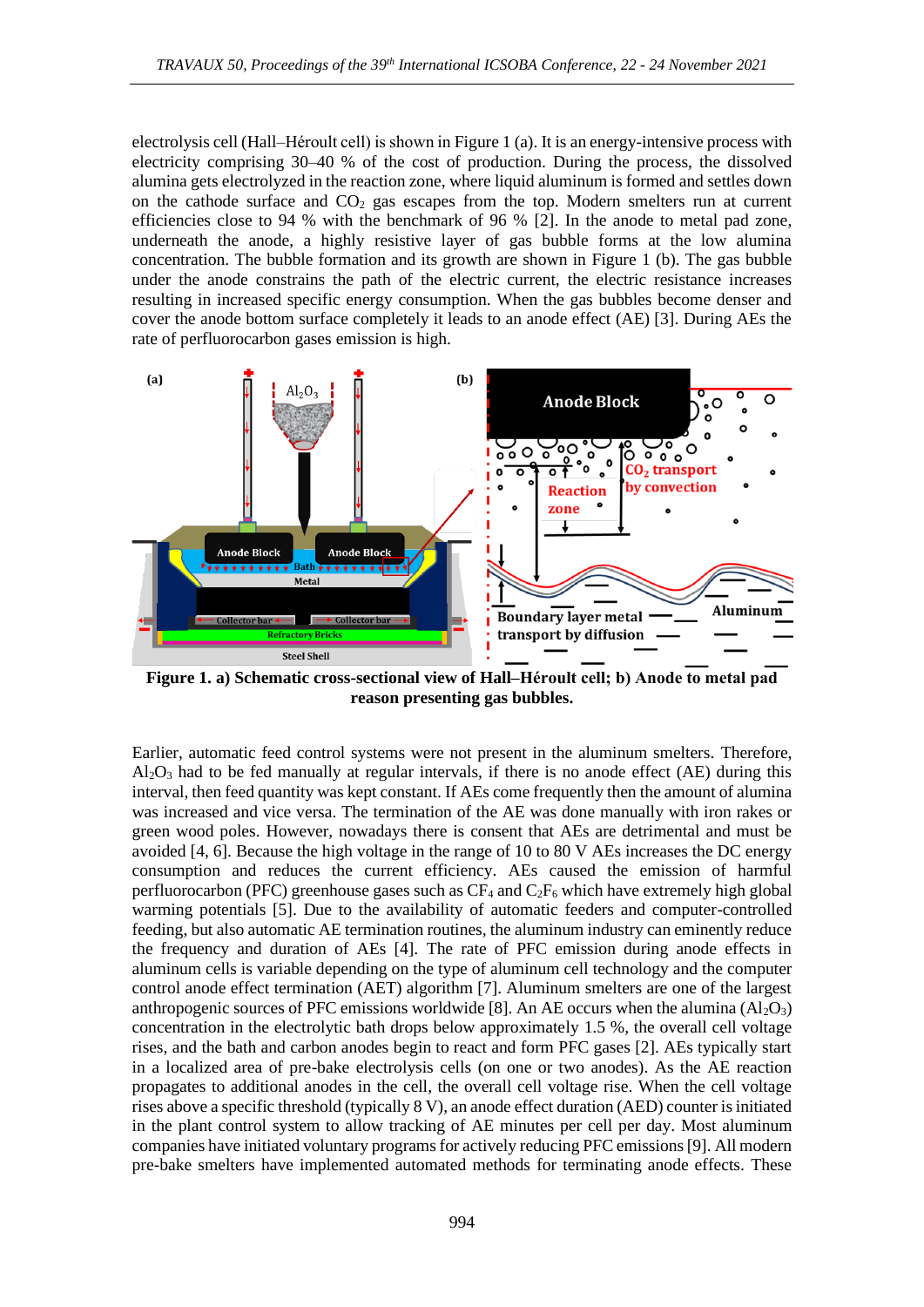electrolysis cell (Hall–Héroult cell) is shown in Figure 1 (a). It is an energy-intensive process with electricity comprising 30–40 % of the cost of production. During the process, the dissolved alumina gets electrolyzed in the reaction zone, where liquid aluminum is formed and settles down on the cathode surface and $CO_2$ gas escapes from the top. Modern smelters run at current efficiencies close to 94 % with the benchmark of 96 % [2]. In the anode to metal pad zone, underneath the anode, a highly resistive layer of gas bubble forms at the low alumina concentration. The bubble formation and its growth are shown in Figure 1 (b). The gas bubble under the anode constrains the path of the electric current, the electric resistance increases resulting in increased specific energy consumption. When the gas bubbles become denser and cover the anode bottom surface completely it leads to an anode effect (AE) [3]. During AEs the rate of perfluorocarbon gases emission is high.

**Figure 1. a) Schematic cross-sectional view of Hall–Héroult cell; b) Anode to metal pad reason presenting gas bubbles.**

Earlier, automatic feed control systems were not present in the aluminum smelters. Therefore, $Al_2O_3$ had to be fed manually at regular intervals, if there is no anode effect (AE) during this interval, then feed quantity was kept constant. If AEs come frequently then the amount of alumina was increased and vice versa. The termination of the AE was done manually with iron rakes or green wood poles. However, nowadays there is consent that AEs are detrimental and must be avoided [4, 6]. Because the high voltage in the range of 10 to 80 V AEs increases the DC energy consumption and reduces the current efficiency. AEs caused the emission of harmful perfluorocarbon (PFC) greenhouse gases such as $CF_4$ and $C_2F_6$ which have extremely high global warming potentials [5]. Due to the availability of automatic feeders and computer-controlled feeding, but also automatic AE termination routines, the aluminum industry can eminently reduce the frequency and duration of AEs [4]. The rate of PFC emission during anode effects in aluminum cells is variable depending on the type of aluminum cell technology and the computer control anode effect termination (AET) algorithm [7]. Aluminum smelters are one of the largest anthropogenic sources of PFC emissions worldwide [8]. An AE occurs when the alumina ($Al_2O_3$) concentration in the electrolytic bath drops below approximately 1.5 %, the overall cell voltage rises, and the bath and carbon anodes begin to react and form PFC gases [2]. AEs typically start in a localized area of pre-bake electrolysis cells (on one or two anodes). As the AE reaction propagates to additional anodes in the cell, the overall cell voltage rise. When the cell voltage rises above a specific threshold (typically 8 V), an anode effect duration (AED) counter is initiated in the plant control system to allow tracking of AE minutes per cell per day. Most aluminum companies have initiated voluntary programs for actively reducing PFC emissions [9]. All modern pre-bake smelters have implemented automated methods for terminating anode effects. These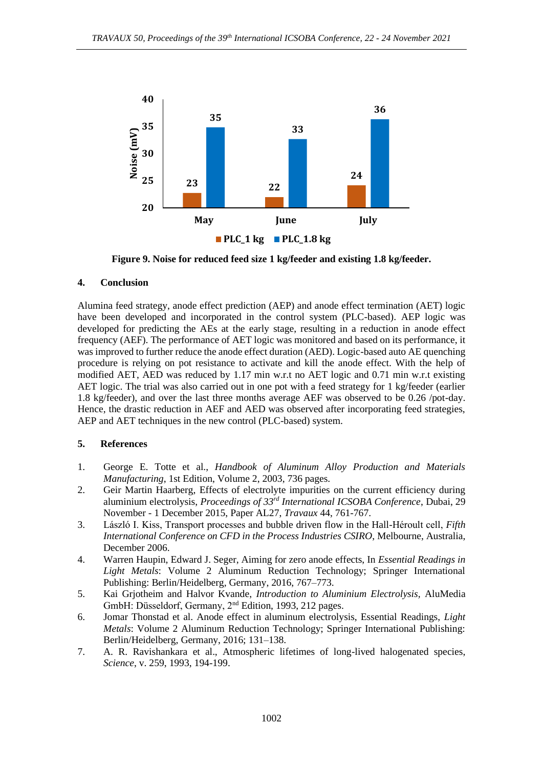Figure 9. Noise for reduced feed size 1 kg/feeder and existing 1.8 kg/feeder.

## 4. Conclusion

Alumina feed strategy, anode effect prediction (AEP) and anode effect termination (AET) logic have been developed and incorporated in the control system (PLC-based). AEP logic was developed for predicting the AEs at the early stage, resulting in a reduction in anode effect frequency (AEF). The performance of AET logic was monitored and based on its performance, it was improved to further reduce the anode effect duration (AED). Logic-based auto AE quenching procedure is relying on pot resistance to activate and kill the anode effect. With the help of modified AET, AED was reduced by 1.17 min w.r.t no AET logic and 0.71 min w.r.t existing AET logic. The trial was also carried out in one pot with a feed strategy for 1 kg/feeder (earlier 1.8 kg/feeder), and over the last three months average AEF was observed to be 0.26 /pot-day. Hence, the drastic reduction in AEF and AED was observed after incorporating feed strategies, AEP and AET techniques in the new control (PLC-based) system.

## 5. References

1. George E. Totte et al., *Handbook of Aluminum Alloy Production and Materials Manufacturing*, 1st Edition, Volume 2, 2003, 736 pages.
2. Geir Martin Haarberg, Effects of electrolyte impurities on the current efficiency during aluminium electrolysis, *Proceedings of 33rd International ICSOBA Conference*, Dubai, 29 November - 1 December 2015, Paper AL27, *Travaux* 44, 761-767.
3. László I. Kiss, Transport processes and bubble driven flow in the Hall-Héroult cell, *Fifth International Conference on CFD in the Process Industries CSIRO*, Melbourne, Australia, December 2006.
4. Warren Haupin, Edward J. Seger, Aiming for zero anode effects, In *Essential Readings in Light Metals*: Volume 2 Aluminum Reduction Technology; Springer International Publishing: Berlin/Heidelberg, Germany, 2016, 767–773.
5. Kai Grjotheim and Halvor Kvande, *Introduction to Aluminium Electrolysis*, AluMedia GmbH: Düsseldorf, Germany, 2nd Edition, 1993, 212 pages.
6. Jomar Thonstad et al. Anode effect in aluminum electrolysis, Essential Readings, *Light Metals*: Volume 2 Aluminum Reduction Technology; Springer International Publishing: Berlin/Heidelberg, Germany, 2016; 131–138.
7. A. R. Ravishankara et al., Atmospheric lifetimes of long-lived halogenated species, *Science*, v. 259, 1993, 194-199.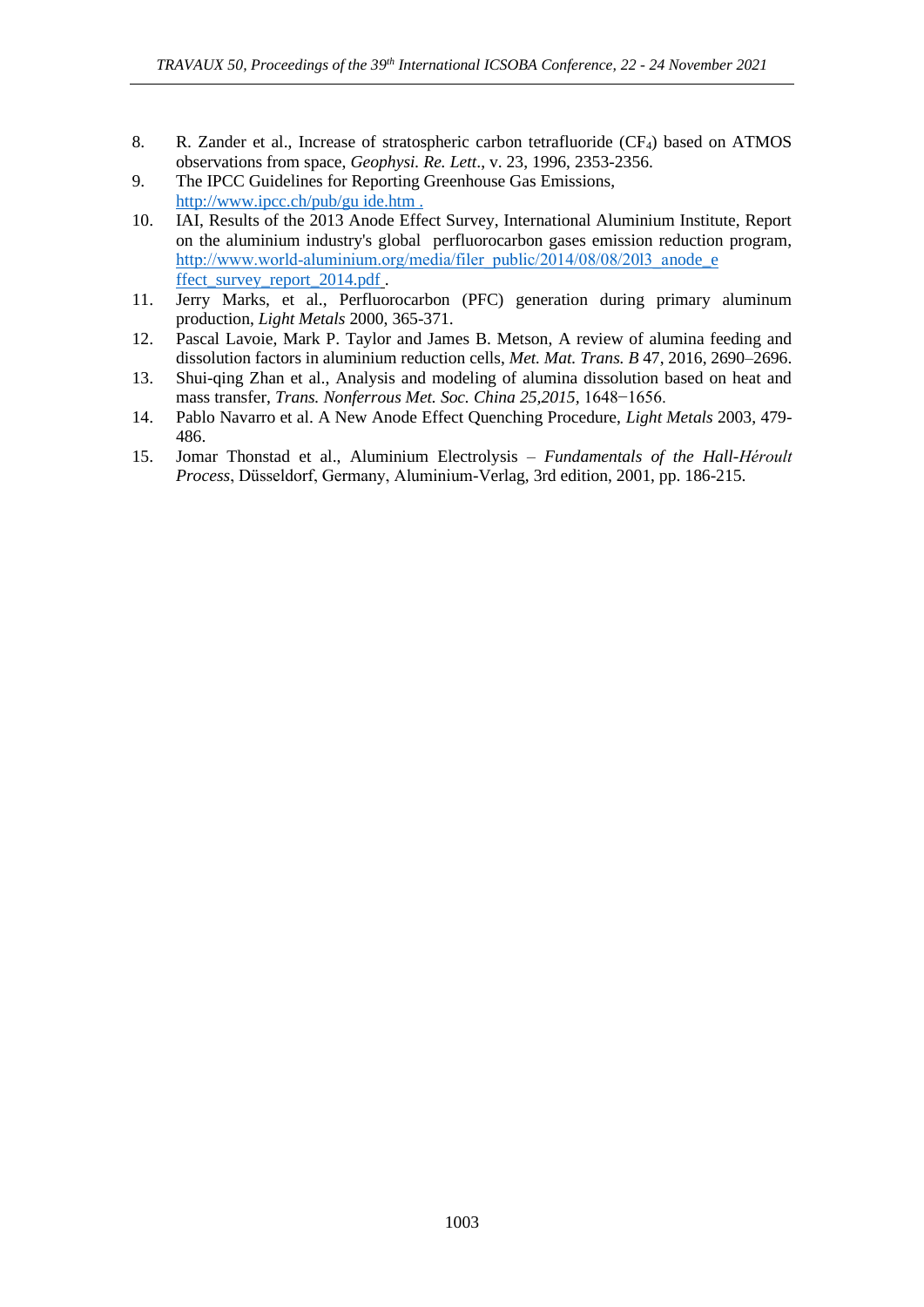8. R. Zander et al., Increase of stratospheric carbon tetrafluoride ($CF_4$) based on ATMOS observations from space, *Geophysi. Re. Lett*., v. 23, 1996, 2353-2356.
9. The IPCC Guidelines for Reporting Greenhouse Gas Emissions, http://www.ipcc.ch/pub/gu ide.htm .
10. IAI, Results of the 2013 Anode Effect Survey, International Aluminium Institute, Report on the aluminium industry's global perfluorocarbon gases emission reduction program, http://www.world-aluminium.org/media/filer_public/2014/08/08/20l3_anode_effect_survey_report_2014.pdf .
11. Jerry Marks, et al., Perfluorocarbon (PFC) generation during primary aluminum production, *Light Metals* 2000, 365-371.
12. Pascal Lavoie, Mark P. Taylor and James B. Metson, A review of alumina feeding and dissolution factors in aluminium reduction cells, *Met. Mat. Trans. B* 47, 2016, 2690–2696.
13. Shui-qing Zhan et al., Analysis and modeling of alumina dissolution based on heat and mass transfer, *Trans. Nonferrous Met. Soc. China 25,2015*, 1648−1656.
14. Pablo Navarro et al. A New Anode Effect Quenching Procedure, *Light Metals* 2003, 479-486.
15. Jomar Thonstad et al., Aluminium Electrolysis – *Fundamentals of the Hall-Héroult Process*, Düsseldorf, Germany, Aluminium-Verlag, 3rd edition, 2001, pp. 186-215.